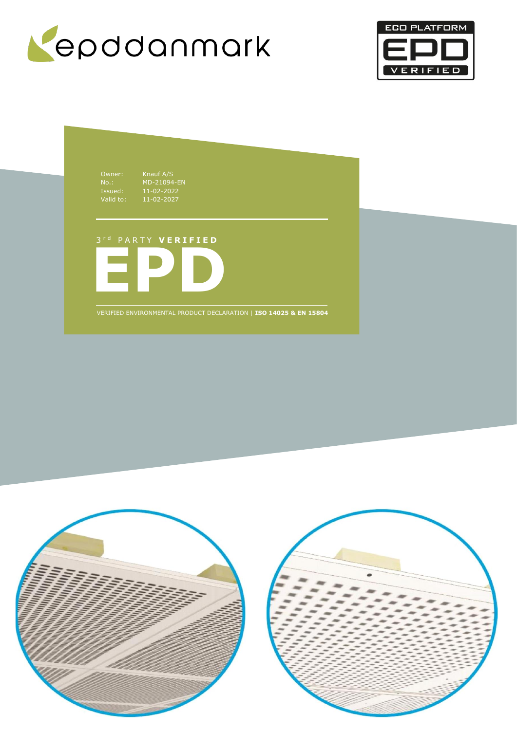epddanmark

ECO PLATFORM EPD VERIFIED

| | |
|---|---|
| Owner: | Knauf A/S |
| No.: | MD-21094-EN |
| Issued: | 11-02-2022 |
| Valid to: | 11-02-2027 |

3rd PARTY **VERIFIED**

# EPD

VERIFIED ENVIRONMENTAL PRODUCT DECLARATION | **ISO 14025 & EN 15804**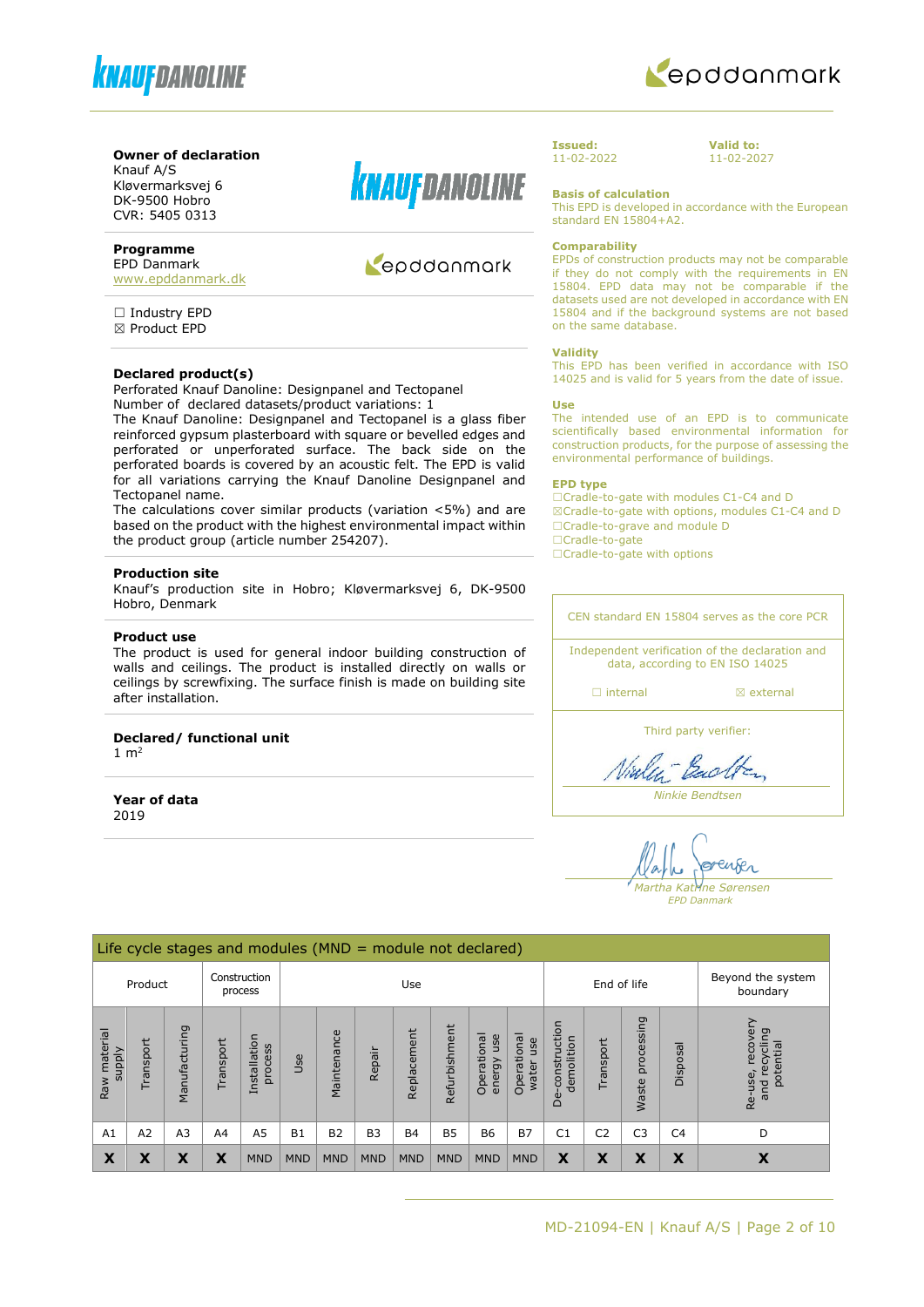**Owner of declaration**
Knauf A/S
Kløvermarksvej 6
DK-9500 Hobro
CVR: 5405 0313

**Programme**
EPD Danmark
www.epddanmark.dk

☐ Industry EPD
☒ Product EPD

**Declared product(s)**
Perforated Knauf Danoline: Designpanel and Tectopanel
Number of declared datasets/product variations: 1
The Knauf Danoline: Designpanel and Tectopanel is a glass fiber reinforced gypsum plasterboard with square or bevelled edges and perforated or unperforated surface. The back side on the perforated boards is covered by an acoustic felt. The EPD is valid for all variations carrying the Knauf Danoline Designpanel and Tectopanel name.
The calculations cover similar products (variation <5%) and are based on the product with the highest environmental impact within the product group (article number 254207).

**Production site**
Knauf's production site in Hobro; Kløvermarksvej 6, DK-9500 Hobro, Denmark

**Product use**
The product is used for general indoor building construction of walls and ceilings. The product is installed directly on walls or ceilings by screwfixing. The surface finish is made on building site after installation.

**Declared/ functional unit**
1 m²

**Year of data**
2019

**Issued:**
11-02-2022

**Valid to:**
11-02-2027

**Basis of calculation**
This EPD is developed in accordance with the European standard EN 15804+A2.

**Comparability**
EPDs of construction products may not be comparable if they do not comply with the requirements in EN 15804. EPD data may not be comparable if the datasets used are not developed in accordance with EN 15804 and if the background systems are not based on the same database.

**Validity**
This EPD has been verified in accordance with ISO 14025 and is valid for 5 years from the date of issue.

**Use**
The intended use of an EPD is to communicate scientifically based environmental information for construction products, for the purpose of assessing the environmental performance of buildings.

**EPD type**
☐Cradle-to-gate with modules C1-C4 and D
☒Cradle-to-gate with options, modules C1-C4 and D
☐Cradle-to-grave and module D
☐Cradle-to-gate
☐Cradle-to-gate with options

CEN standard EN 15804 serves as the core PCR

Independent verification of the declaration and data, according to EN ISO 14025

☐ internal ☒ external

Third party verifier:

*Ninkie Bendtsen*

*Martha Katrine Sørensen*
*EPD Danmark*

**Life cycle stages and modules (MND = module not declared)**

| Product | | | Construction process | | Use | | | | | | | End of life | | | | Beyond the system boundary |
|---|---|---|---|---|---|---|---|---|---|---|---|---|---|---|---|---|
| Raw material supply | Transport | Manufacturing | Transport | Installation process | Use | Maintenance | Repair | Replacement | Refurbishment | Operational energy use | Operational water use | De-construction demolition | Transport | Waste processing | Disposal | Re-use, recovery and recycling potential |
| A1 | A2 | A3 | A4 | A5 | B1 | B2 | B3 | B4 | B5 | B6 | B7 | C1 | C2 | C3 | C4 | D |
| X | X | X | X | MND | MND | MND | MND | MND | MND | MND | MND | X | X | X | X | X |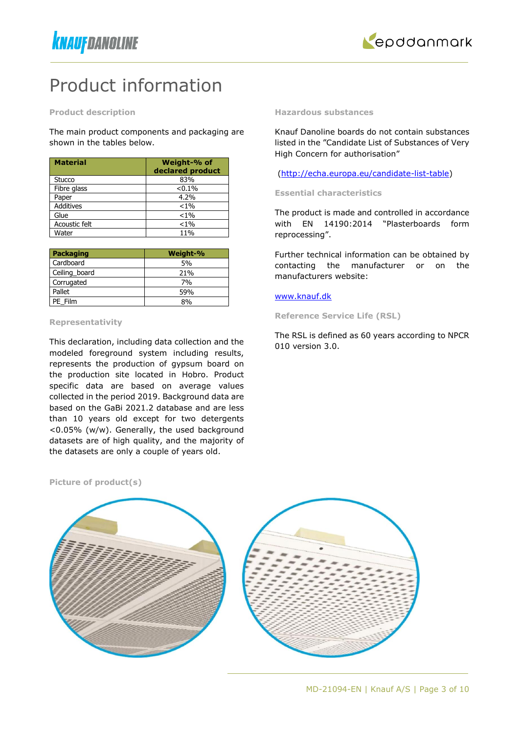# Product information

### Product description

The main product components and packaging are shown in the tables below.

| Material | Weight-% of declared product |
|---|---|
| Stucco | 83% |
| Fibre glass | <0.1% |
| Paper | 4.2% |
| Additives | <1% |
| Glue | <1% |
| Acoustic felt | <1% |
| Water | 11% |

| Packaging | Weight-% |
|---|---|
| Cardboard | 5% |
| Ceiling_board | 21% |
| Corrugated | 7% |
| Pallet | 59% |
| PE_Film | 8% |

### Representativity

This declaration, including data collection and the modeled foreground system including results, represents the production of gypsum board on the production site located in Hobro. Product specific data are based on average values collected in the period 2019. Background data are based on the GaBi 2021.2 database and are less than 10 years old except for two detergents <0.05% (w/w). Generally, the used background datasets are of high quality, and the majority of the datasets are only a couple of years old.

### Picture of product(s)

### Hazardous substances

Knauf Danoline boards do not contain substances listed in the "Candidate List of Substances of Very High Concern for authorisation"

(http://echa.europa.eu/candidate-list-table)

### Essential characteristics

The product is made and controlled in accordance with EN 14190:2014 "Plasterboards form reprocessing".

Further technical information can be obtained by contacting the manufacturer or on the manufacturers website:

www.knauf.dk

### Reference Service Life (RSL)

The RSL is defined as 60 years according to NPCR 010 version 3.0.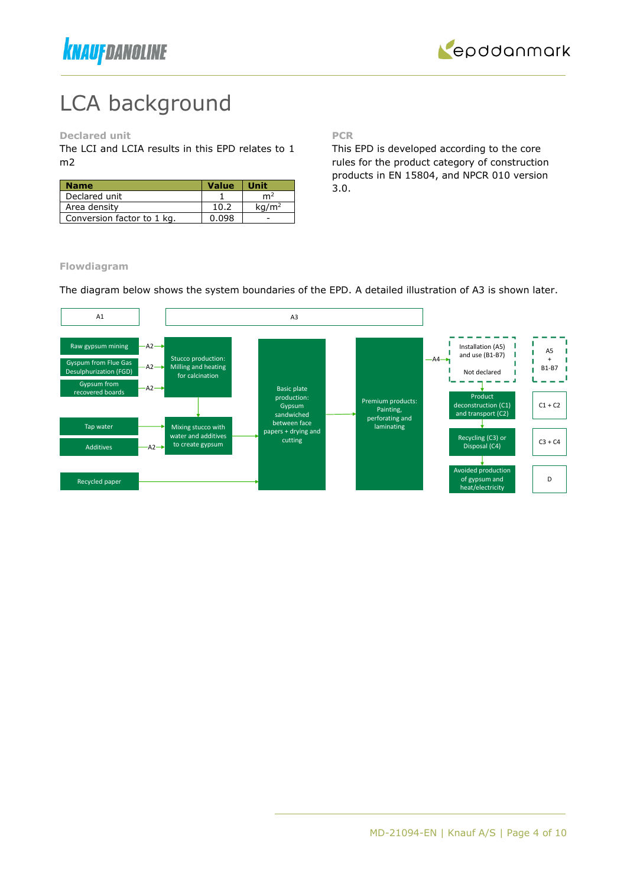# LCA background

### Declared unit

The LCI and LCIA results in this EPD relates to 1 m2

| Name | Value | Unit |
|---|---|---|
| Declared unit | 1 | $m^2$ |
| Area density | 10.2 | $kg/m^2$ |
| Conversion factor to 1 kg. | 0.098 | - |

### PCR

This EPD is developed according to the core rules for the product category of construction products in EN 15804, and NPCR 010 version 3.0.

### Flowdiagram

The diagram below shows the system boundaries of the EPD. A detailed illustration of A3 is shown later.

A1

- Raw gypsum mining —A2→
- Gyspum from Flue Gas Desulphurization (FGD) —A2→
- Gypsum from recovered boards —A2→
- Tap water
- Additives —A2→
- Recycled paper

A3

- Stucco production: Milling and heating for calcination
- Mixing stucco with water and additives to create gypsum
- Basic plate production: Gypsum sandwiched between face papers + drying and cutting
- Premium products: Painting, perforating and laminating

—A4→

- Installation (A5) and use (B1-B7) — Not declared | A5 + B1-B7
- Product deconstruction (C1) and transport (C2) | C1 + C2
- Recycling (C3) or Disposal (C4) | C3 + C4
- Avoided production of gypsum and heat/electricity | D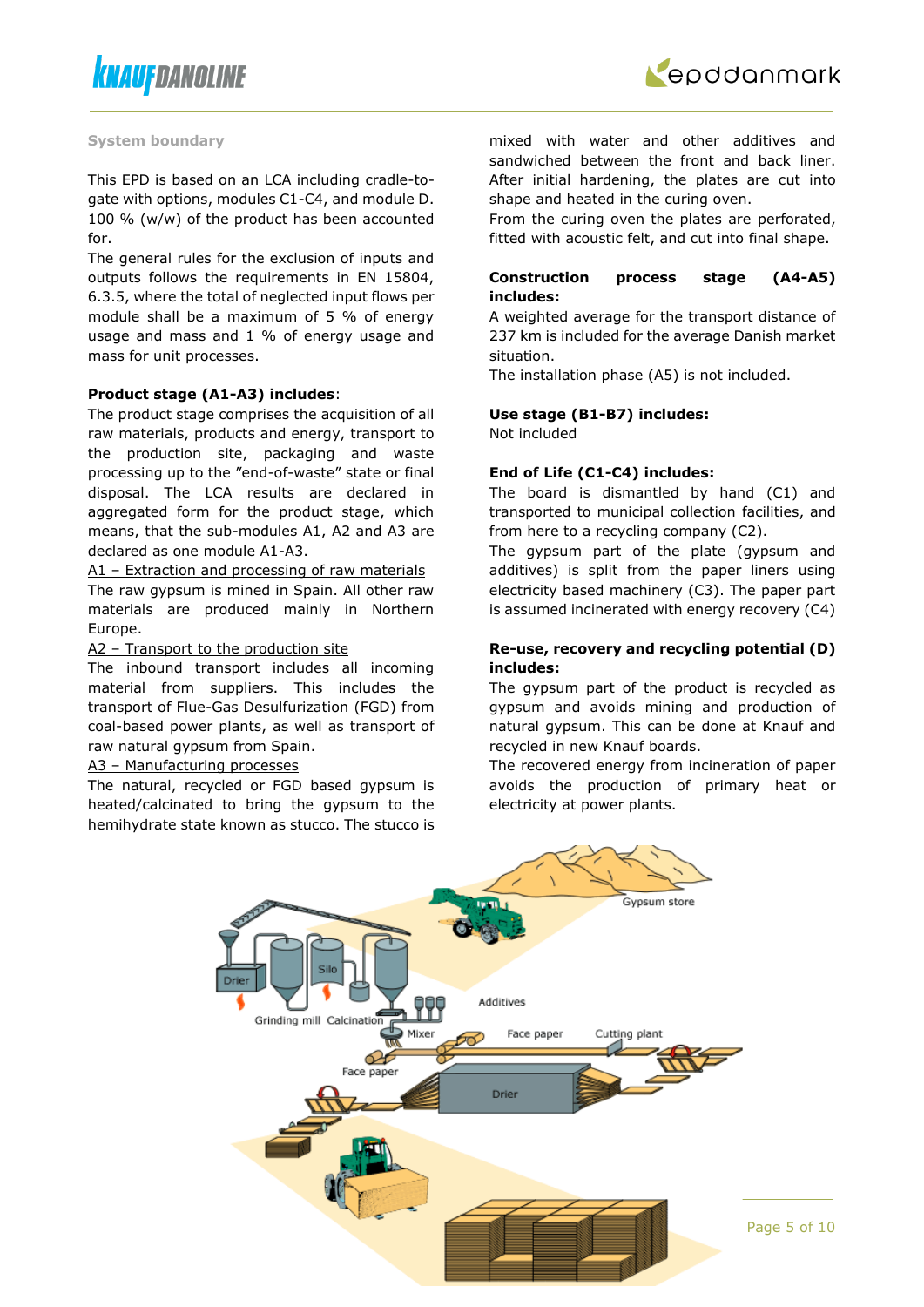### System boundary

This EPD is based on an LCA including cradle-to-gate with options, modules C1-C4, and module D. 100 % (w/w) of the product has been accounted for.

The general rules for the exclusion of inputs and outputs follows the requirements in EN 15804, 6.3.5, where the total of neglected input flows per module shall be a maximum of 5 % of energy usage and mass and 1 % of energy usage and mass for unit processes.

**Product stage (A1-A3) includes**:

The product stage comprises the acquisition of all raw materials, products and energy, transport to the production site, packaging and waste processing up to the "end-of-waste" state or final disposal. The LCA results are declared in aggregated form for the product stage, which means, that the sub-modules A1, A2 and A3 are declared as one module A1-A3.

A1 – Extraction and processing of raw materials

The raw gypsum is mined in Spain. All other raw materials are produced mainly in Northern Europe.

A2 – Transport to the production site

The inbound transport includes all incoming material from suppliers. This includes the transport of Flue-Gas Desulfurization (FGD) from coal-based power plants, as well as transport of raw natural gypsum from Spain.

A3 – Manufacturing processes

The natural, recycled or FGD based gypsum is heated/calcinated to bring the gypsum to the hemihydrate state known as stucco. The stucco is mixed with water and other additives and sandwiched between the front and back liner. After initial hardening, the plates are cut into shape and heated in the curing oven.

From the curing oven the plates are perforated, fitted with acoustic felt, and cut into final shape.

**Construction process stage (A4-A5) includes:**

A weighted average for the transport distance of 237 km is included for the average Danish market situation.

The installation phase (A5) is not included.

**Use stage (B1-B7) includes:**

Not included

**End of Life (C1-C4) includes:**

The board is dismantled by hand (C1) and transported to municipal collection facilities, and from here to a recycling company (C2).

The gypsum part of the plate (gypsum and additives) is split from the paper liners using electricity based machinery (C3). The paper part is assumed incinerated with energy recovery (C4)

**Re-use, recovery and recycling potential (D) includes:**

The gypsum part of the product is recycled as gypsum and avoids mining and production of natural gypsum. This can be done at Knauf and recycled in new Knauf boards.

The recovered energy from incineration of paper avoids the production of primary heat or electricity at power plants.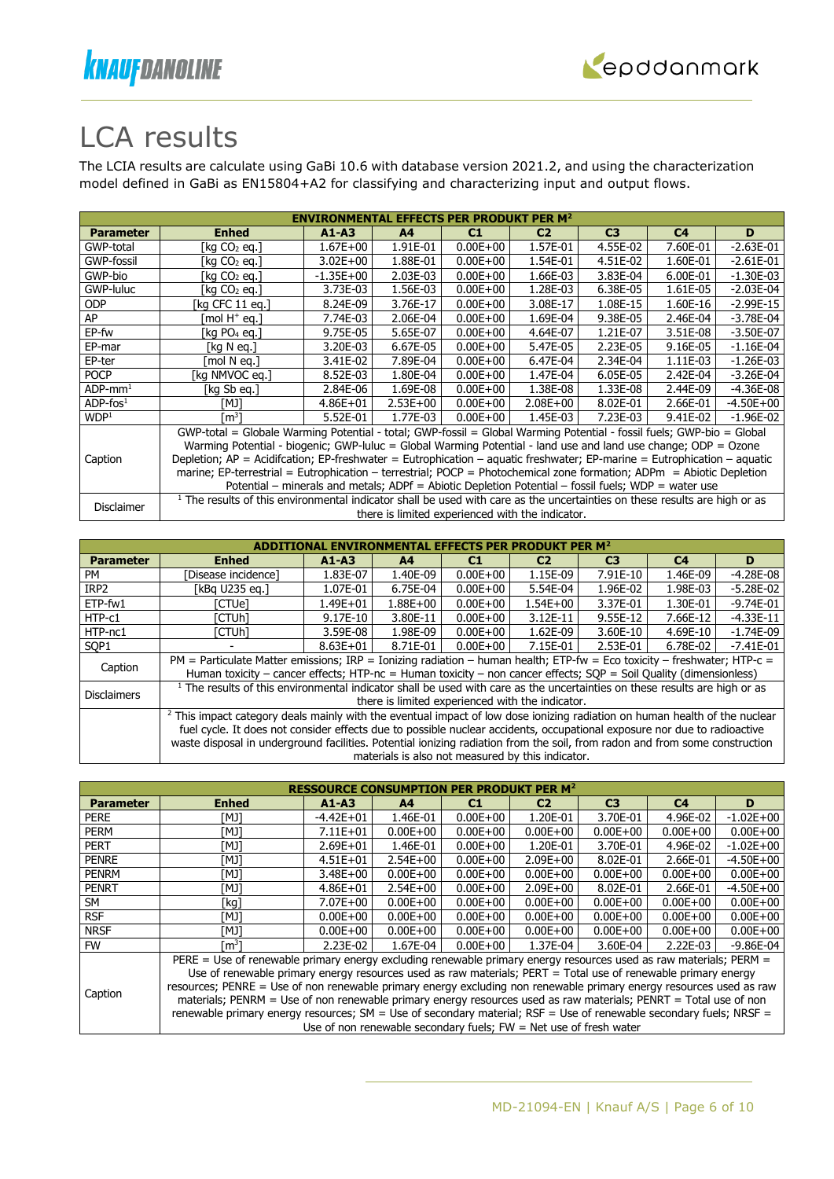# LCA results

The LCIA results are calculate using GaBi 10.6 with database version 2021.2, and using the characterization model defined in GaBi as EN15804+A2 for classifying and characterizing input and output flows.

| ENVIRONMENTAL EFFECTS PER PRODUKT PER M² | | | | | | | | |
|---|---|---|---|---|---|---|---|---|
| **Parameter** | **Enhed** | **A1-A3** | **A4** | **C1** | **C2** | **C3** | **C4** | **D** |
| GWP-total | [kg $CO_2$ eq.] | 1.67E+00 | 1.91E-01 | 0.00E+00 | 1.57E-01 | 4.55E-02 | 7.60E-01 | -2.63E-01 |
| GWP-fossil | [kg $CO_2$ eq.] | 3.02E+00 | 1.88E-01 | 0.00E+00 | 1.54E-01 | 4.51E-02 | 1.60E-01 | -2.61E-01 |
| GWP-bio | [kg $CO_2$ eq.] | -1.35E+00 | 2.03E-03 | 0.00E+00 | 1.66E-03 | 3.83E-04 | 6.00E-01 | -1.30E-03 |
| GWP-luluc | [kg $CO_2$ eq.] | 3.73E-03 | 1.56E-03 | 0.00E+00 | 1.28E-03 | 6.38E-05 | 1.61E-05 | -2.03E-04 |
| ODP | [kg CFC 11 eq.] | 8.24E-09 | 3.76E-17 | 0.00E+00 | 3.08E-17 | 1.08E-15 | 1.60E-16 | -2.99E-15 |
| AP | [mol $H^+$ eq.] | 7.74E-03 | 2.06E-04 | 0.00E+00 | 1.69E-04 | 9.38E-05 | 2.46E-04 | -3.78E-04 |
| EP-fw | [kg $PO_4$ eq.] | 9.75E-05 | 5.65E-07 | 0.00E+00 | 4.64E-07 | 1.21E-07 | 3.51E-08 | -3.50E-07 |
| EP-mar | [kg N eq.] | 3.20E-03 | 6.67E-05 | 0.00E+00 | 5.47E-05 | 2.23E-05 | 9.16E-05 | -1.16E-04 |
| EP-ter | [mol N eq.] | 3.41E-02 | 7.89E-04 | 0.00E+00 | 6.47E-04 | 2.34E-04 | 1.11E-03 | -1.26E-03 |
| POCP | [kg NMVOC eq.] | 8.52E-03 | 1.80E-04 | 0.00E+00 | 1.47E-04 | 6.05E-05 | 2.42E-04 | -3.26E-04 |
| ADP-mm[1] | [kg Sb eq.] | 2.84E-06 | 1.69E-08 | 0.00E+00 | 1.38E-08 | 1.33E-08 | 2.44E-09 | -4.36E-08 |
| ADP-fos[1] | [MJ] | 4.86E+01 | 2.53E+00 | 0.00E+00 | 2.08E+00 | 8.02E-01 | 2.66E-01 | -4.50E+00 |
| WDP[1] | [$m^3$] | 5.52E-01 | 1.77E-03 | 0.00E+00 | 1.45E-03 | 7.23E-03 | 9.41E-02 | -1.96E-02 |
| Caption | GWP-total = Globale Warming Potential - total; GWP-fossil = Global Warming Potential - fossil fuels; GWP-bio = Global Warming Potential - biogenic; GWP-luluc = Global Warming Potential - land use and land use change; ODP = Ozone Depletion; AP = Acidifcation; EP-freshwater = Eutrophication – aquatic freshwater; EP-marine = Eutrophication – aquatic marine; EP-terrestrial = Eutrophication – terrestrial; POCP = Photochemical zone formation; ADPm = Abiotic Depletion Potential – minerals and metals; ADPf = Abiotic Depletion Potential – fossil fuels; WDP = water use | | | | | | | |
| Disclaimer | [1] The results of this environmental indicator shall be used with care as the uncertainties on these results are high or as there is limited experienced with the indicator. | | | | | | | |

| ADDITIONAL ENVIRONMENTAL EFFECTS PER PRODUKT PER M² | | | | | | | | |
|---|---|---|---|---|---|---|---|---|
| **Parameter** | **Enhed** | **A1-A3** | **A4** | **C1** | **C2** | **C3** | **C4** | **D** |
| PM | [Disease incidence] | 1.83E-07 | 1.40E-09 | 0.00E+00 | 1.15E-09 | 7.91E-10 | 1.46E-09 | -4.28E-08 |
| IRP2 | [kBq U235 eq.] | 1.07E-01 | 6.75E-04 | 0.00E+00 | 5.54E-04 | 1.96E-02 | 1.98E-03 | -5.28E-02 |
| ETP-fw1 | [CTUe] | 1.49E+01 | 1.88E+00 | 0.00E+00 | 1.54E+00 | 3.37E-01 | 1.30E-01 | -9.74E-01 |
| HTP-c1 | [CTUh] | 9.17E-10 | 3.80E-11 | 0.00E+00 | 3.12E-11 | 9.55E-12 | 7.66E-12 | -4.33E-11 |
| HTP-nc1 | [CTUh] | 3.59E-08 | 1.98E-09 | 0.00E+00 | 1.62E-09 | 3.60E-10 | 4.69E-10 | -1.74E-09 |
| SQP1 | - | 8.63E+01 | 8.71E-01 | 0.00E+00 | 7.15E-01 | 2.53E-01 | 6.78E-02 | -7.41E-01 |
| Caption | PM = Particulate Matter emissions; IRP = Ionizing radiation – human health; ETP-fw = Eco toxicity – freshwater; HTP-c = Human toxicity – cancer effects; HTP-nc = Human toxicity – non cancer effects; SQP = Soil Quality (dimensionless) | | | | | | | |
| Disclaimers | [1] The results of this environmental indicator shall be used with care as the uncertainties on these results are high or as there is limited experienced with the indicator. | | | | | | | |
| | [2] This impact category deals mainly with the eventual impact of low dose ionizing radiation on human health of the nuclear fuel cycle. It does not consider effects due to possible nuclear accidents, occupational exposure nor due to radioactive waste disposal in underground facilities. Potential ionizing radiation from the soil, from radon and from some construction materials is also not measured by this indicator. | | | | | | | |

| RESSOURCE CONSUMPTION PER PRODUKT PER M² | | | | | | | | |
|---|---|---|---|---|---|---|---|---|
| **Parameter** | **Enhed** | **A1-A3** | **A4** | **C1** | **C2** | **C3** | **C4** | **D** |
| PERE | [MJ] | -4.42E+01 | 1.46E-01 | 0.00E+00 | 1.20E-01 | 3.70E-01 | 4.96E-02 | -1.02E+00 |
| PERM | [MJ] | 7.11E+01 | 0.00E+00 | 0.00E+00 | 0.00E+00 | 0.00E+00 | 0.00E+00 | 0.00E+00 |
| PERT | [MJ] | 2.69E+01 | 1.46E-01 | 0.00E+00 | 1.20E-01 | 3.70E-01 | 4.96E-02 | -1.02E+00 |
| PENRE | [MJ] | 4.51E+01 | 2.54E+00 | 0.00E+00 | 2.09E+00 | 8.02E-01 | 2.66E-01 | -4.50E+00 |
| PENRM | [MJ] | 3.48E+00 | 0.00E+00 | 0.00E+00 | 0.00E+00 | 0.00E+00 | 0.00E+00 | 0.00E+00 |
| PENRT | [MJ] | 4.86E+01 | 2.54E+00 | 0.00E+00 | 2.09E+00 | 8.02E-01 | 2.66E-01 | -4.50E+00 |
| SM | [kg] | 7.07E+00 | 0.00E+00 | 0.00E+00 | 0.00E+00 | 0.00E+00 | 0.00E+00 | 0.00E+00 |
| RSF | [MJ] | 0.00E+00 | 0.00E+00 | 0.00E+00 | 0.00E+00 | 0.00E+00 | 0.00E+00 | 0.00E+00 |
| NRSF | [MJ] | 0.00E+00 | 0.00E+00 | 0.00E+00 | 0.00E+00 | 0.00E+00 | 0.00E+00 | 0.00E+00 |
| FW | [$m^3$] | 2.23E-02 | 1.67E-04 | 0.00E+00 | 1.37E-04 | 3.60E-04 | 2.22E-03 | -9.86E-04 |
| Caption | PERE = Use of renewable primary energy excluding renewable primary energy resources used as raw materials; PERM = Use of renewable primary energy resources used as raw materials; PERT = Total use of renewable primary energy resources; PENRE = Use of non renewable primary energy excluding non renewable primary energy resources used as raw materials; PENRM = Use of non renewable primary energy resources used as raw materials; PENRT = Total use of non renewable primary energy resources; SM = Use of secondary material; RSF = Use of renewable secondary fuels; NRSF = Use of non renewable secondary fuels; FW = Net use of fresh water | | | | | | | |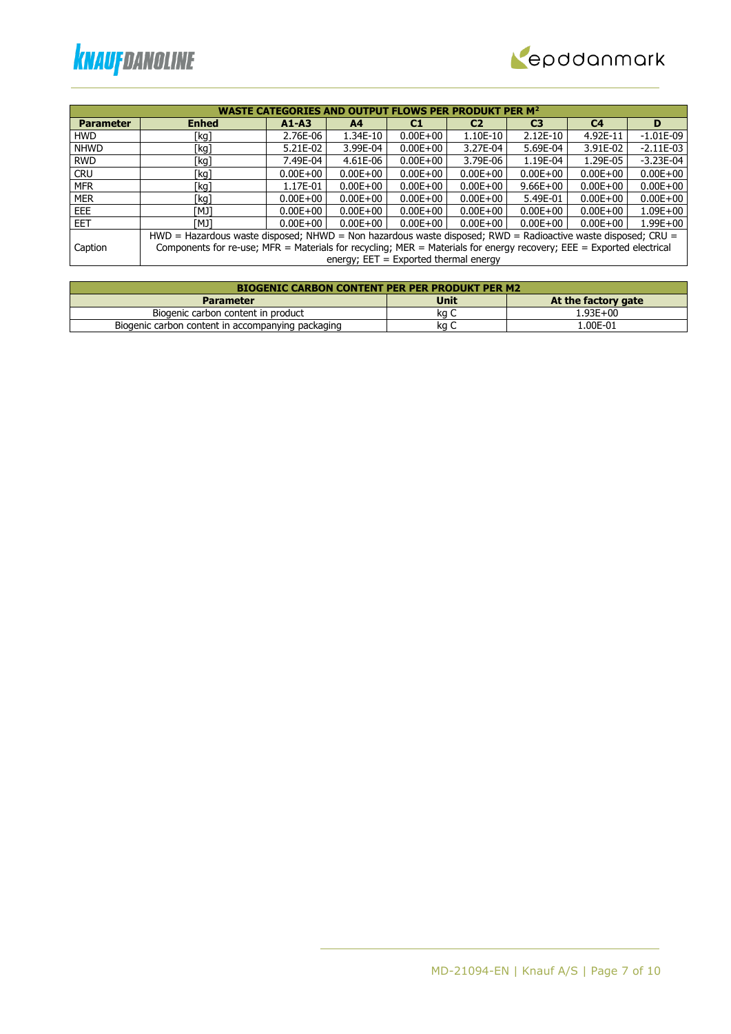| WASTE CATEGORIES AND OUTPUT FLOWS PER PRODUKT PER M² | | | | | | | | |
|---|---|---|---|---|---|---|---|---|
| **Parameter** | **Enhed** | **A1-A3** | **A4** | **C1** | **C2** | **C3** | **C4** | **D** |
| HWD | [kg] | 2.76E-06 | 1.34E-10 | 0.00E+00 | 1.10E-10 | 2.12E-10 | 4.92E-11 | -1.01E-09 |
| NHWD | [kg] | 5.21E-02 | 3.99E-04 | 0.00E+00 | 3.27E-04 | 5.69E-04 | 3.91E-02 | -2.11E-03 |
| RWD | [kg] | 7.49E-04 | 4.61E-06 | 0.00E+00 | 3.79E-06 | 1.19E-04 | 1.29E-05 | -3.23E-04 |
| CRU | [kg] | 0.00E+00 | 0.00E+00 | 0.00E+00 | 0.00E+00 | 0.00E+00 | 0.00E+00 | 0.00E+00 |
| MFR | [kg] | 1.17E-01 | 0.00E+00 | 0.00E+00 | 0.00E+00 | 9.66E+00 | 0.00E+00 | 0.00E+00 |
| MER | [kg] | 0.00E+00 | 0.00E+00 | 0.00E+00 | 0.00E+00 | 5.49E-01 | 0.00E+00 | 0.00E+00 |
| EEE | [MJ] | 0.00E+00 | 0.00E+00 | 0.00E+00 | 0.00E+00 | 0.00E+00 | 0.00E+00 | 1.09E+00 |
| EET | [MJ] | 0.00E+00 | 0.00E+00 | 0.00E+00 | 0.00E+00 | 0.00E+00 | 0.00E+00 | 1.99E+00 |
| Caption | HWD = Hazardous waste disposed; NHWD = Non hazardous waste disposed; RWD = Radioactive waste disposed; CRU = Components for re-use; MFR = Materials for recycling; MER = Materials for energy recovery; EEE = Exported electrical energy; EET = Exported thermal energy | | | | | | | |

| BIOGENIC CARBON CONTENT PER PER PRODUKT PER M2 | | |
|---|---|---|
| **Parameter** | **Unit** | **At the factory gate** |
| Biogenic carbon content in product | kg C | 1.93E+00 |
| Biogenic carbon content in accompanying packaging | kg C | 1.00E-01 |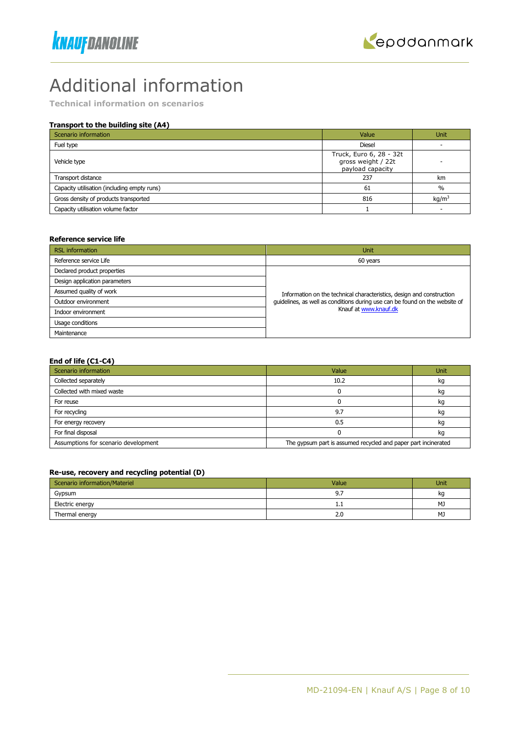# Additional information

**Technical information on scenarios**

### Transport to the building site (A4)

| Scenario information | Value | Unit |
|---|---|---|
| Fuel type | Diesel | - |
| Vehicle type | Truck, Euro 6, 28 - 32t gross weight / 22t payload capacity | - |
| Transport distance | 237 | km |
| Capacity utilisation (including empty runs) | 61 | % |
| Gross density of products transported | 816 | kg/m$^3$ |
| Capacity utilisation volume factor | 1 | - |

### Reference service life

| RSL information | Unit |
|---|---|
| Reference service Life | 60 years |
| Declared product properties | Information on the technical characteristics, design and construction guidelines, as well as conditions during use can be found on the website of Knauf at www.knauf.dk |
| Design application parameters | |
| Assumed quality of work | |
| Outdoor environment | |
| Indoor environment | |
| Usage conditions | |
| Maintenance | |

### End of life (C1-C4)

| Scenario information | Value | Unit |
|---|---|---|
| Collected separately | 10.2 | kg |
| Collected with mixed waste | 0 | kg |
| For reuse | 0 | kg |
| For recycling | 9.7 | kg |
| For energy recovery | 0.5 | kg |
| For final disposal | 0 | kg |
| Assumptions for scenario development | The gypsum part is assumed recycled and paper part incinerated | |

### Re-use, recovery and recycling potential (D)

| Scenario information/Materiel | Value | Unit |
|---|---|---|
| Gypsum | 9.7 | kg |
| Electric energy | 1.1 | MJ |
| Thermal energy | 2.0 | MJ |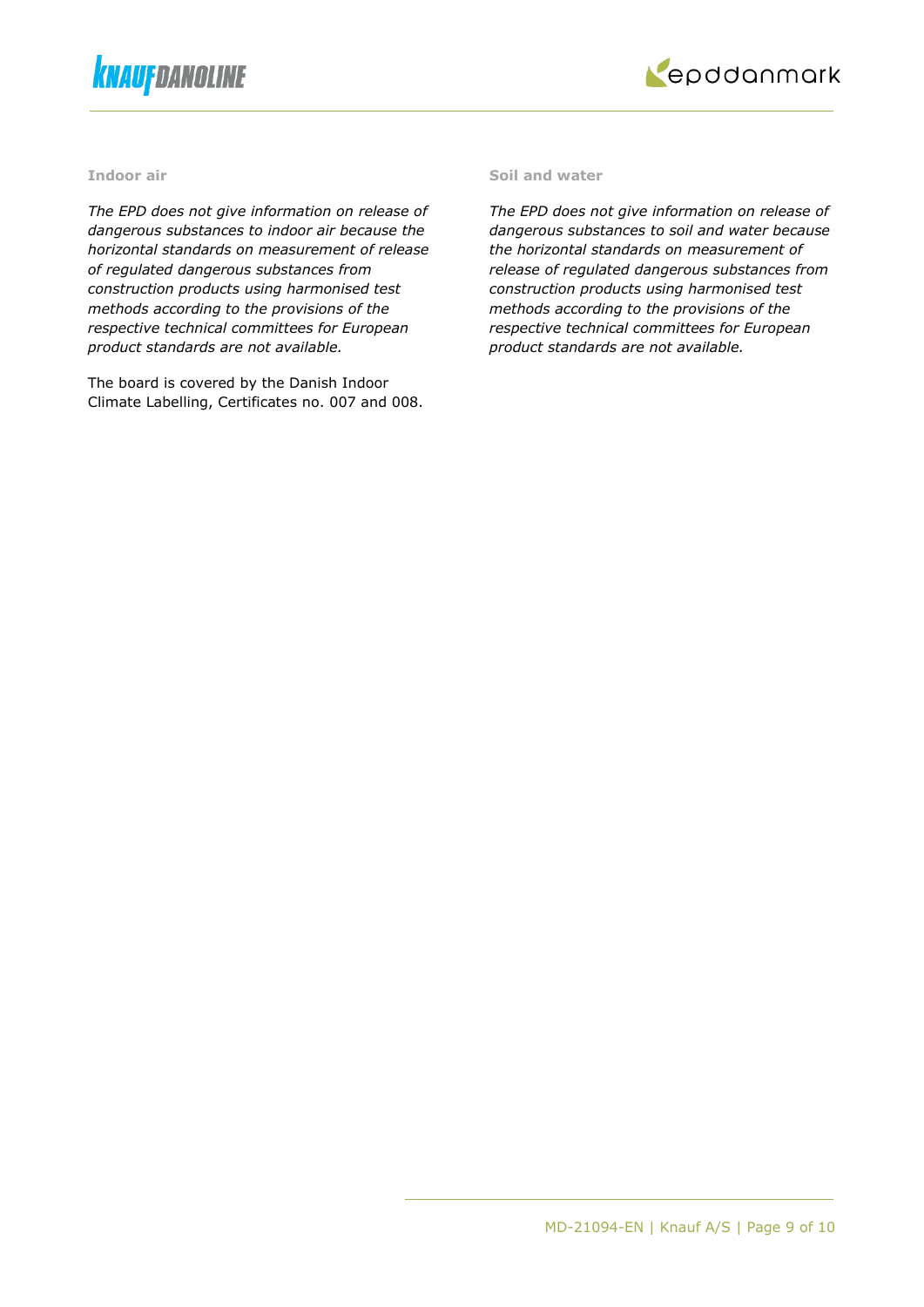#### Indoor air

*The EPD does not give information on release of dangerous substances to indoor air because the horizontal standards on measurement of release of regulated dangerous substances from construction products using harmonised test methods according to the provisions of the respective technical committees for European product standards are not available.*

The board is covered by the Danish Indoor Climate Labelling, Certificates no. 007 and 008.

#### Soil and water

*The EPD does not give information on release of dangerous substances to soil and water because the horizontal standards on measurement of release of regulated dangerous substances from construction products using harmonised test methods according to the provisions of the respective technical committees for European product standards are not available.*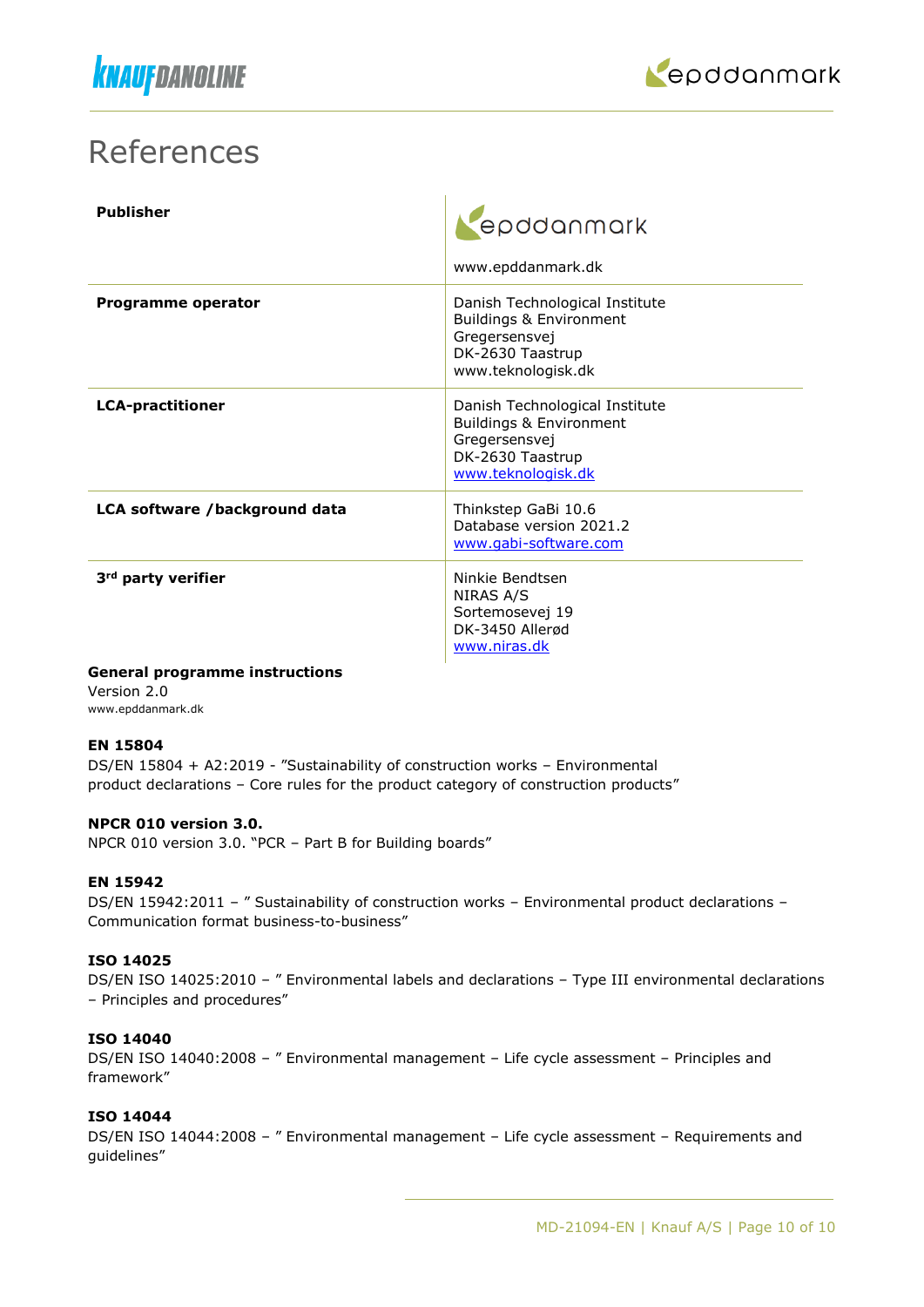# References

| | |
|---|---|
| **Publisher** | epddanmark<br>www.epddanmark.dk |
| **Programme operator** | Danish Technological Institute<br>Buildings & Environment<br>Gregersensvej<br>DK-2630 Taastrup<br>www.teknologisk.dk |
| **LCA-practitioner** | Danish Technological Institute<br>Buildings & Environment<br>Gregersensvej<br>DK-2630 Taastrup<br>www.teknologisk.dk |
| **LCA software /background data** | Thinkstep GaBi 10.6<br>Database version 2021.2<br>www.gabi-software.com |
| **3rd party verifier** | Ninkie Bendtsen<br>NIRAS A/S<br>Sortemosevej 19<br>DK-3450 Allerød<br>www.niras.dk |

**General programme instructions**
Version 2.0
www.epddanmark.dk

**EN 15804**
DS/EN 15804 + A2:2019 - "Sustainability of construction works – Environmental product declarations – Core rules for the product category of construction products"

**NPCR 010 version 3.0.**
NPCR 010 version 3.0. "PCR – Part B for Building boards"

**EN 15942**
DS/EN 15942:2011 – " Sustainability of construction works – Environmental product declarations – Communication format business-to-business"

**ISO 14025**
DS/EN ISO 14025:2010 – " Environmental labels and declarations – Type III environmental declarations – Principles and procedures"

**ISO 14040**
DS/EN ISO 14040:2008 – " Environmental management – Life cycle assessment – Principles and framework"

**ISO 14044**
DS/EN ISO 14044:2008 – " Environmental management – Life cycle assessment – Requirements and guidelines"